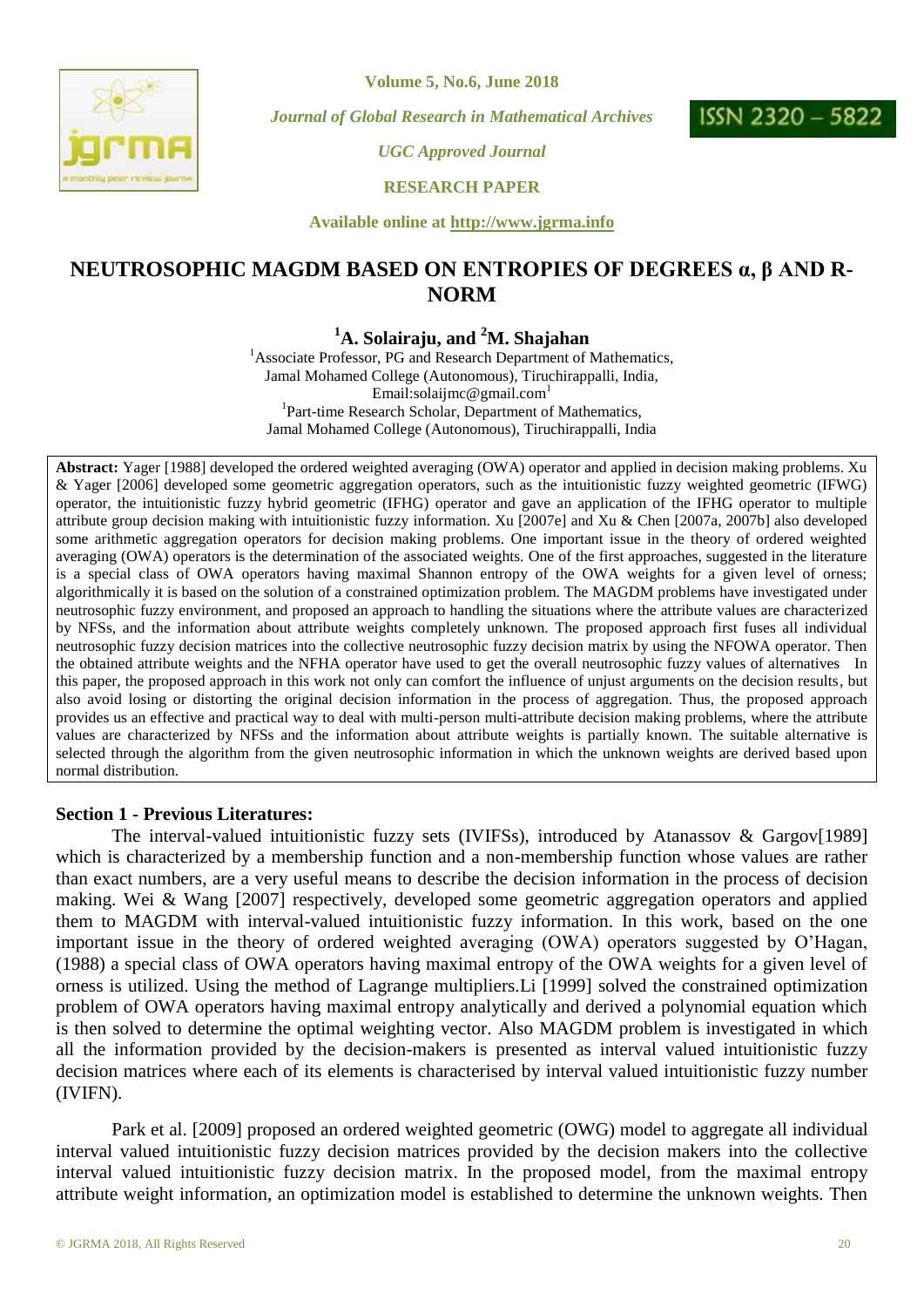Volume 5, No.6, June 2018

*Journal of Global Research in Mathematical Archives*

*UGC Approved Journal*

**RESEARCH PAPER**

**Available online at http://www.jgrma.info**

# NEUTROSOPHIC MAGDM BASED ON ENTROPIES OF DEGREES α, β AND R-NORM

**[1]A. Solairaju, and [2]M. Shajahan**

[1]Associate Professor, PG and Research Department of Mathematics, Jamal Mohamed College (Autonomous), Tiruchirappalli, India, Email:solaijmc@gmail.com[1]

[1]Part-time Research Scholar, Department of Mathematics, Jamal Mohamed College (Autonomous), Tiruchirappalli, India

**Abstract:** Yager [1988] developed the ordered weighted averaging (OWA) operator and applied in decision making problems. Xu & Yager [2006] developed some geometric aggregation operators, such as the intuitionistic fuzzy weighted geometric (IFWG) operator, the intuitionistic fuzzy hybrid geometric (IFHG) operator and gave an application of the IFHG operator to multiple attribute group decision making with intuitionistic fuzzy information. Xu [2007e] and Xu & Chen [2007a, 2007b] also developed some arithmetic aggregation operators for decision making problems. One important issue in the theory of ordered weighted averaging (OWA) operators is the determination of the associated weights. One of the first approaches, suggested in the literature is a special class of OWA operators having maximal Shannon entropy of the OWA weights for a given level of orness; algorithmically it is based on the solution of a constrained optimization problem. The MAGDM problems have investigated under neutrosophic fuzzy environment, and proposed an approach to handling the situations where the attribute values are characterized by NFSs, and the information about attribute weights completely unknown. The proposed approach first fuses all individual neutrosophic fuzzy decision matrices into the collective neutrosophic fuzzy decision matrix by using the NFOWA operator. Then the obtained attribute weights and the NFHA operator have used to get the overall neutrosophic fuzzy values of alternatives In this paper, the proposed approach in this work not only can comfort the influence of unjust arguments on the decision results, but also avoid losing or distorting the original decision information in the process of aggregation. Thus, the proposed approach provides us an effective and practical way to deal with multi-person multi-attribute decision making problems, where the attribute values are characterized by NFSs and the information about attribute weights is partially known. The suitable alternative is selected through the algorithm from the given neutrosophic information in which the unknown weights are derived based upon normal distribution.

## Section 1 - Previous Literatures:

The interval-valued intuitionistic fuzzy sets (IVIFSs), introduced by Atanassov & Gargov[1989] which is characterized by a membership function and a non-membership function whose values are rather than exact numbers, are a very useful means to describe the decision information in the process of decision making. Wei & Wang [2007] respectively, developed some geometric aggregation operators and applied them to MAGDM with interval-valued intuitionistic fuzzy information. In this work, based on the one important issue in the theory of ordered weighted averaging (OWA) operators suggested by O'Hagan, (1988) a special class of OWA operators having maximal entropy of the OWA weights for a given level of orness is utilized. Using the method of Lagrange multipliers.Li [1999] solved the constrained optimization problem of OWA operators having maximal entropy analytically and derived a polynomial equation which is then solved to determine the optimal weighting vector. Also MAGDM problem is investigated in which all the information provided by the decision-makers is presented as interval valued intuitionistic fuzzy decision matrices where each of its elements is characterised by interval valued intuitionistic fuzzy number (IVIFN).

Park et al. [2009] proposed an ordered weighted geometric (OWG) model to aggregate all individual interval valued intuitionistic fuzzy decision matrices provided by the decision makers into the collective interval valued intuitionistic fuzzy decision matrix. In the proposed model, from the maximal entropy attribute weight information, an optimization model is established to determine the unknown weights. Then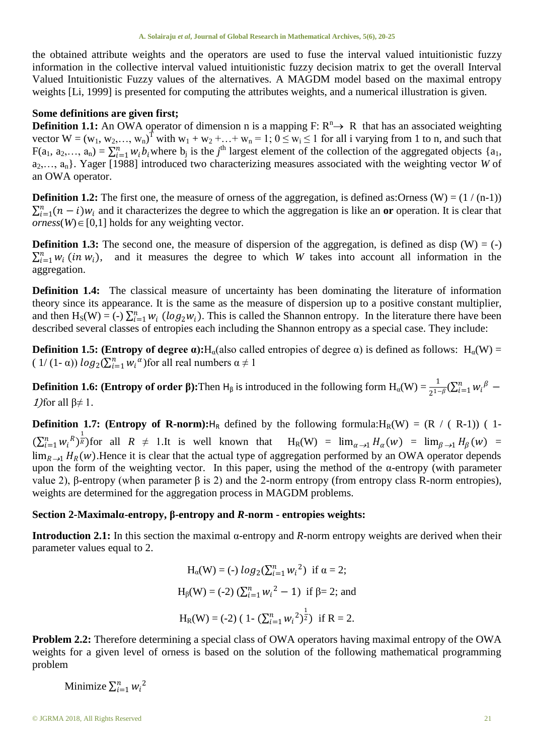the obtained attribute weights and the operators are used to fuse the interval valued intuitionistic fuzzy information in the collective interval valued intuitionistic fuzzy decision matrix to get the overall Interval Valued Intuitionistic Fuzzy values of the alternatives. A MAGDM model based on the maximal entropy weights [Li, 1999] is presented for computing the attributes weights, and a numerical illustration is given.

**Some definitions are given first;**

**Definition 1.1:** An OWA operator of dimension n is a mapping F: $R^n \rightarrow R$ that has an associated weighting vector $W = (w_1, w_2, \ldots, w_n)^T$ with $w_1 + w_2 + \ldots + w_n = 1$; $0 \le w_i \le 1$ for all i varying from 1 to n, and such that $F(a_1, a_2, \ldots, a_n) = \sum_{i=1}^{n} w_i b_i$ where $b_j$ is the $j^{\text{th}}$ largest element of the collection of the aggregated objects $\{a_1, a_2, \ldots, a_n\}$. Yager [1988] introduced two characterizing measures associated with the weighting vector *W* of an OWA operator.

**Definition 1.2:** The first one, the measure of orness of the aggregation, is defined as:Orness (W) = $(1 / (n-1)) \sum_{i=1}^{n} (n-i) w_i$ and it characterizes the degree to which the aggregation is like an **or** operation. It is clear that $orness(W) \in [0,1]$ holds for any weighting vector.

**Definition 1.3:** The second one, the measure of dispersion of the aggregation, is defined as disp (W) = (-) $\sum_{i=1}^{n} w_i \, (in\, w_i)$, and it measures the degree to which *W* takes into account all information in the aggregation.

**Definition 1.4:** The classical measure of uncertainty has been dominating the literature of information theory since its appearance. It is the same as the measure of dispersion up to a positive constant multiplier, and then $H_S(W) = (-) \sum_{i=1}^{n} w_i \, (log_2 w_i)$. This is called the Shannon entropy. In the literature there have been described several classes of entropies each including the Shannon entropy as a special case. They include:

**Definition 1.5: (Entropy of degree α):** $H_\alpha$(also called entropies of degree α) is defined as follows: $H_\alpha(W) = (1/(1-\alpha)) \, log_2(\sum_{i=1}^{n} {w_i}^{\alpha})$ for all real numbers $\alpha \neq 1$

**Definition 1.6: (Entropy of order β):** Then $H_\beta$ is introduced in the following form $H_\alpha(W) = \frac{1}{2^{1-\beta}}(\sum_{i=1}^{n} {w_i}^{\beta} - 1)$ for all $\beta \neq 1$.

**Definition 1.7: (Entropy of R-norm):** $H_R$ defined by the following formula: $H_R(W) = (R / (R-1)) \, (1 - (\sum_{i=1}^{n} {w_i}^{R})^{\frac{1}{R}})$ for all $R \neq 1$.It is well known that $H_R(W) = \lim_{\alpha \to 1} H_\alpha(w) = \lim_{\beta \to 1} H_\beta(w) = \lim_{R \to 1} H_R(w)$.Hence it is clear that the actual type of aggregation performed by an OWA operator depends upon the form of the weighting vector. In this paper, using the method of the α-entropy (with parameter value 2), β-entropy (when parameter β is 2) and the 2-norm entropy (from entropy class R-norm entropies), weights are determined for the aggregation process in MAGDM problems.

## Section 2-Maximalα-entropy, β-entropy and *R*-norm - entropies weights:

**Introduction 2.1:** In this section the maximal α-entropy and *R*-norm entropy weights are derived when their parameter values equal to 2.

$$H_\alpha(W) = (-) \, log_2(\sum_{i=1}^{n} {w_i}^2) \text{ if } \alpha = 2;$$

$$H_\beta(W) = (-2) \, (\sum_{i=1}^{n} {w_i}^2 - 1) \text{ if } \beta = 2; \text{ and}$$

$$H_R(W) = (-2) \, (1 - (\sum_{i=1}^{n} {w_i}^2)^{\frac{1}{2}}) \text{ if } R = 2.$$

**Problem 2.2:** Therefore determining a special class of OWA operators having maximal entropy of the OWA weights for a given level of orness is based on the solution of the following mathematical programming problem

Minimize $\sum_{i=1}^{n} {w_i}^2$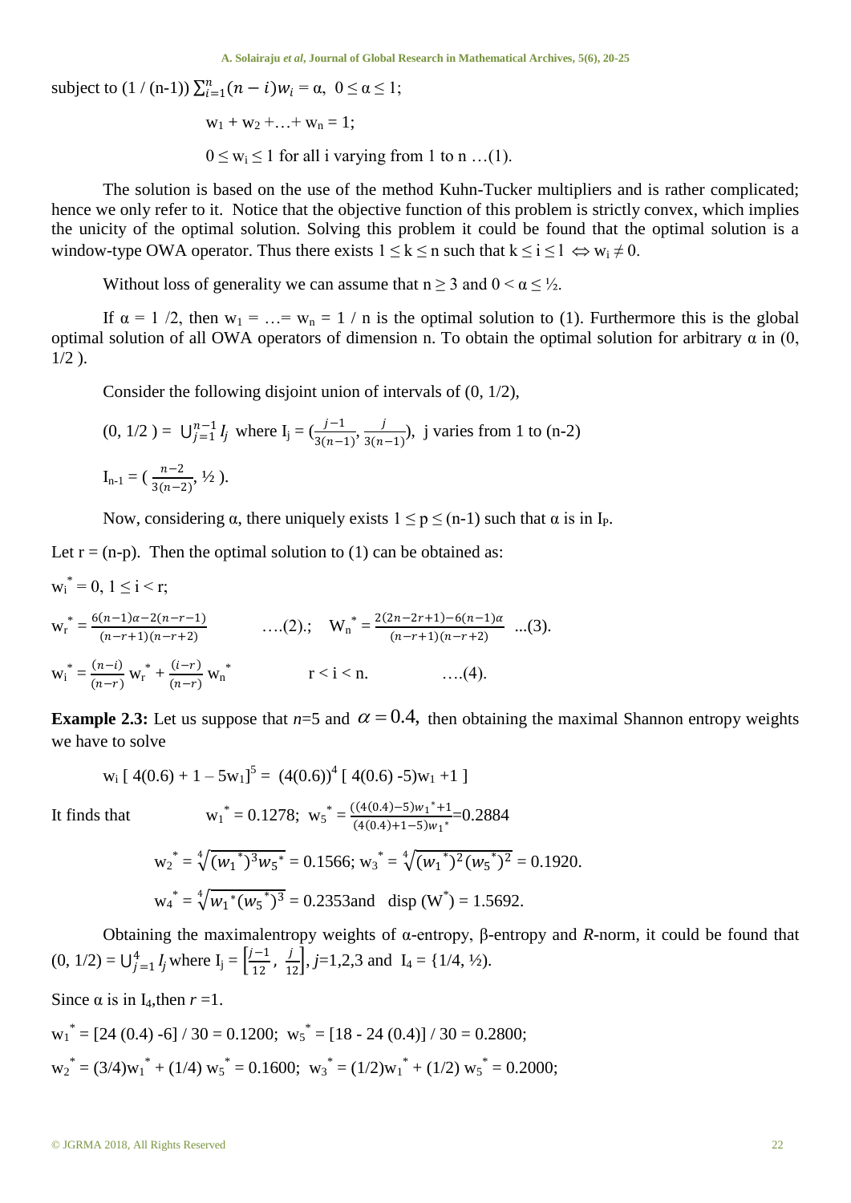subject to $(1 / (n-1)) \sum_{i=1}^{n} (n-i) w_i = \alpha$, $0 \le \alpha \le 1$;

$$w_1 + w_2 + \ldots + w_n = 1;$$

$$0 \le w_i \le 1 \text{ for all i varying from 1 to n } \ldots(1).$$

The solution is based on the use of the method Kuhn-Tucker multipliers and is rather complicated; hence we only refer to it. Notice that the objective function of this problem is strictly convex, which implies the unicity of the optimal solution. Solving this problem it could be found that the optimal solution is a window-type OWA operator. Thus there exists $1 \le k \le n$ such that $k \le i \le l \Leftrightarrow w_i \ne 0$.

Without loss of generality we can assume that $n \ge 3$ and $0 < \alpha \le ½$.

If $\alpha = 1/2$, then $w_1 = \ldots = w_n = 1/n$ is the optimal solution to (1). Furthermore this is the global optimal solution of all OWA operators of dimension n. To obtain the optimal solution for arbitrary α in (0, 1/2 ).

Consider the following disjoint union of intervals of (0, 1/2),

$(0, 1/2) = \bigcup_{j=1}^{n-1} I_j$ where $I_j = (\frac{j-1}{3(n-1)}, \frac{j}{3(n-1)})$, j varies from 1 to (n-2)

$I_{n-1} = ( \frac{n-2}{3(n-2)}, ½ )$.

Now, considering α, there uniquely exists $1 \le p \le (n-1)$ such that α is in $I_P$.

Let $r = (n-p)$. Then the optimal solution to (1) can be obtained as:

$w_i^* = 0$, $1 \le i < r$;

$w_r^* = \frac{6(n-1)\alpha - 2(n-r-1)}{(n-r+1)(n-r+2)}$ ….(2).; $W_n^* = \frac{2(2n-2r+1) - 6(n-1)\alpha}{(n-r+1)(n-r+2)}$ ...(3).

$w_i^* = \frac{(n-i)}{(n-r)} w_r^* + \frac{(i-r)}{(n-r)} w_n^*$ $\quad r < i < n.$ ….(4).

**Example 2.3:** Let us suppose that *n*=5 and $\alpha = 0.4$, then obtaining the maximal Shannon entropy weights we have to solve

$$w_1 [\, 4(0.6) + 1 - 5w_1]^5 = (4(0.6))^4 [\, 4(0.6) - 5)w_1 + 1 \,]$$

It finds that $w_1^* = 0.1278$; $w_5^* = \frac{((4(0.4)-5)w_1^*+1}{(4(0.4)+1-5)w_1^*} = 0.2884$

$$w_2^* = \sqrt[4]{(w_1^*)^3 w_5^*} = 0.1566;\ w_3^* = \sqrt[4]{(w_1^*)^2 (w_5^*)^2} = 0.1920.$$

$$w_4^* = \sqrt[4]{w_1^* (w_5^*)^3} = 0.2353 \text{ and } \operatorname{disp}(W^*) = 1.5692.$$

Obtaining the maximalentropy weights of α-entropy, β-entropy and *R*-norm, it could be found that $(0, 1/2) = \bigcup_{j=1}^{4} I_j$ where $I_j = \left[\frac{j-1}{12}, \frac{j}{12}\right]$, *j*=1,2,3 and $I_4 = \{1/4, ½)$.

Since α is in $I_4$, then *r* =1.

$w_1^* = [24\,(0.4) - 6] / 30 = 0.1200$; $w_5^* = [18 - 24\,(0.4)] / 30 = 0.2800$;

$w_2^* = (3/4)w_1^* + (1/4)\, w_5^* = 0.1600$; $w_3^* = (1/2)w_1^* + (1/2)\, w_5^* = 0.2000$;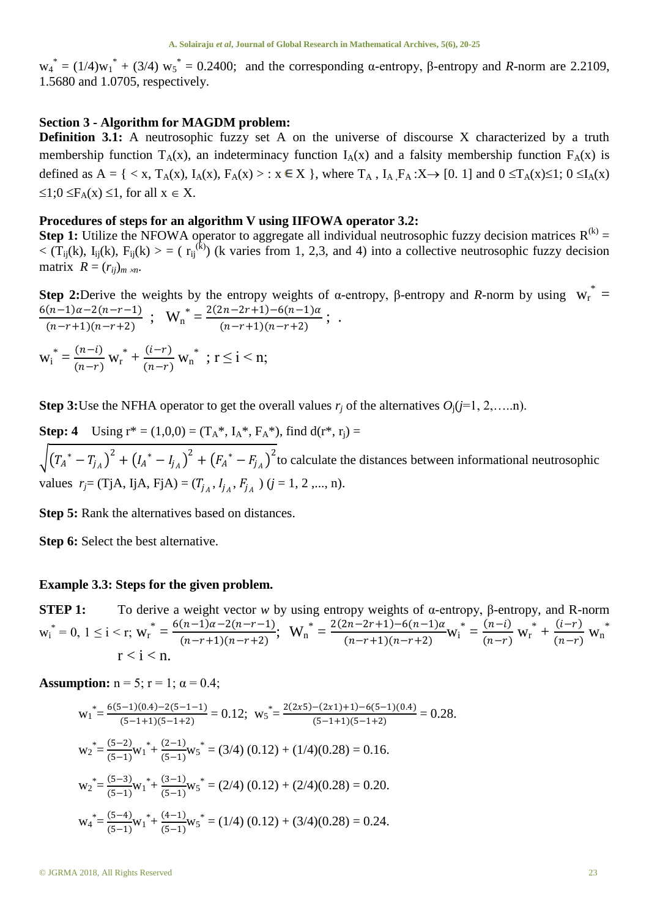$w_4^* = (1/4)w_1^* + (3/4)\ w_5^* = 0.2400$; and the corresponding α-entropy, β-entropy and *R*-norm are 2.2109, 1.5680 and 1.0705, respectively.

**Section 3 - Algorithm for MAGDM problem:**

**Definition 3.1:** A neutrosophic fuzzy set A on the universe of discourse X characterized by a truth membership function $T_A(x)$, an indeterminacy function $I_A(x)$ and a falsity membership function $F_A(x)$ is defined as $A = \{ < x, T_A(x), I_A(x), F_A(x) > : x \in X \}$, where $T_A, I_A, F_A : X \rightarrow [0.\ 1]$ and $0 \leq T_A(x) \leq 1$; $0 \leq I_A(x) \leq 1$; $0 \leq F_A(x) \leq 1$, for all $x \in X$.

**Procedures of steps for an algorithm V using IIFOWA operator 3.2:**

**Step 1:** Utilize the NFOWA operator to aggregate all individual neutrosophic fuzzy decision matrices $R^{(k)} = < (T_{ij}(k), I_{ij}(k), F_{ij}(k) > = ( r_{ij}^{(k)})$ (k varies from 1, 2,3, and 4) into a collective neutrosophic fuzzy decision matrix $R = (r_{ij})_{m \times n}$.

**Step 2:** Derive the weights by the entropy weights of α-entropy, β-entropy and *R*-norm by using $w_r^* = \frac{6(n-1)\alpha - 2(n-r-1)}{(n-r+1)(n-r+2)}$ ; $W_n^* = \frac{2(2n-2r+1) - 6(n-1)\alpha}{(n-r+1)(n-r+2)}$ ; .

$$w_i^* = \frac{(n-i)}{(n-r)} w_r^* + \frac{(i-r)}{(n-r)} w_n^* \ ;\ r \leq i < n;$$

**Step 3:** Use the NFHA operator to get the overall values $r_j$ of the alternatives $O_j(j=1, 2, \ldots.n)$.

**Step: 4** Using $r^* = (1,0,0) = (T_A^*, I_A^*, F_A^*)$, find $d(r^*, r_j) = \sqrt{\left(T_A^* - T_{j_A}\right)^2 + \left(I_A^* - I_{j_A}\right)^2 + \left(F_A^* - F_{j_A}\right)^2}$ to calculate the distances between informational neutrosophic values $r_j = (TjA, IjA, FjA) = (T_{j_A}, I_{j_A}, F_{j_A})$ $(j = 1, 2, ..., n)$.

**Step 5:** Rank the alternatives based on distances.

**Step 6:** Select the best alternative.

**Example 3.3: Steps for the given problem.**

**STEP 1:** To derive a weight vector *w* by using entropy weights of α-entropy, β-entropy, and R-norm $w_i^* = 0$, $1 \leq i < r$; $w_r^* = \frac{6(n-1)\alpha - 2(n-r-1)}{(n-r+1)(n-r+2)}$; $W_n^* = \frac{2(2n-2r+1) - 6(n-1)\alpha}{(n-r+1)(n-r+2)} w_i^* = \frac{(n-i)}{(n-r)} w_r^* + \frac{(i-r)}{(n-r)} w_n^*$ $r < i < n$.

**Assumption:** $n = 5$; $r = 1$; $\alpha = 0.4$;

$$w_1^* = \frac{6(5-1)(0.4) - 2(5-1-1)}{(5-1+1)(5-1+2)} = 0.12;\ \ w_5^* = \frac{2(2x5) - (2x1) + 1) - 6(5-1)(0.4)}{(5-1+1)(5-1+2)} = 0.28.$$

$$w_2^* = \frac{(5-2)}{(5-1)} w_1^* + \frac{(2-1)}{(5-1)} w_5^* = (3/4)\ (0.12) + (1/4)(0.28) = 0.16.$$

$$w_2^* = \frac{(5-3)}{(5-1)} w_1^* + \frac{(3-1)}{(5-1)} w_5^* = (2/4)\ (0.12) + (2/4)(0.28) = 0.20.$$

$$w_4^* = \frac{(5-4)}{(5-1)} w_1^* + \frac{(4-1)}{(5-1)} w_5^* = (1/4)\ (0.12) + (3/4)(0.28) = 0.24.$$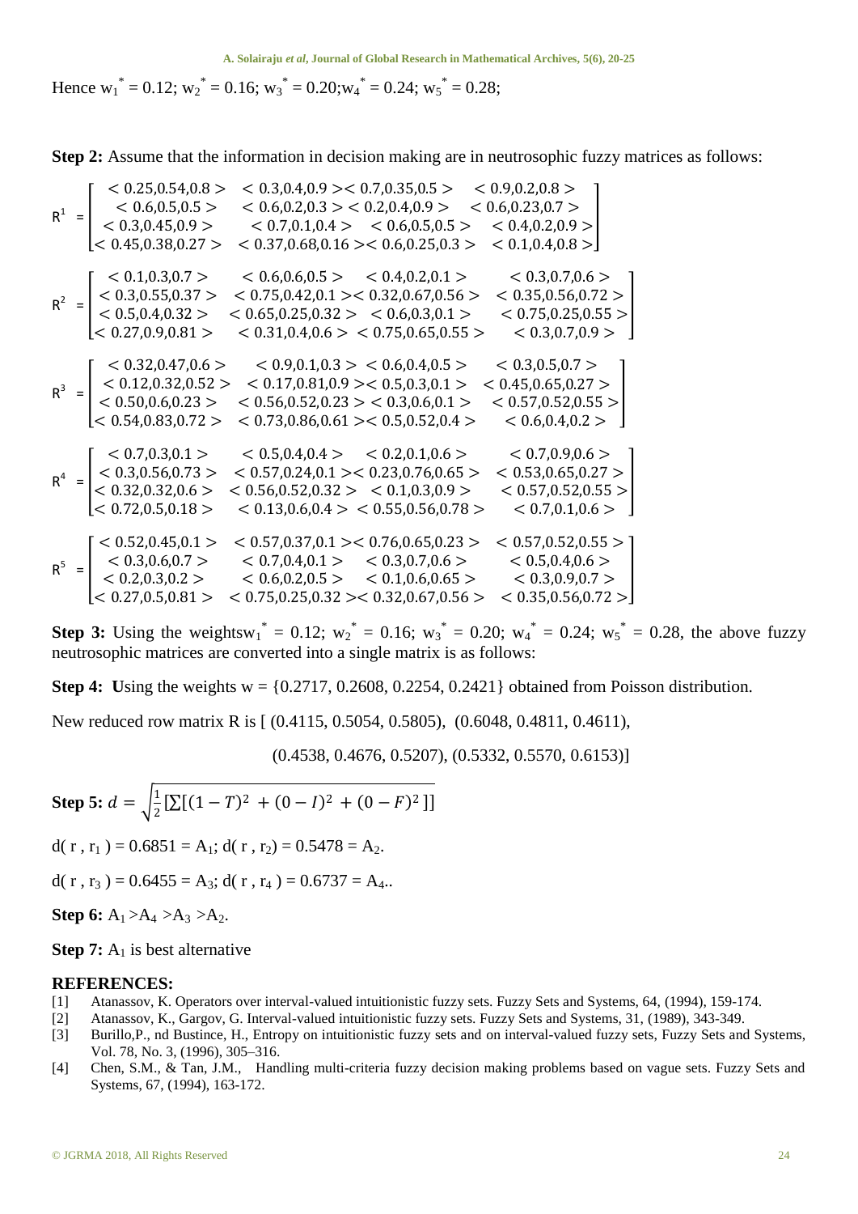Hence $w_1^* = 0.12$; $w_2^* = 0.16$; $w_3^* = 0.20$; $w_4^* = 0.24$; $w_5^* = 0.28$;

**Step 2:** Assume that the information in decision making are in neutrosophic fuzzy matrices as follows:

$$R^1 = \begin{bmatrix} <0.25,0.54,0.8> & <0.3,0.4,0.9> & <0.7,0.35,0.5> & <0.9,0.2,0.8> \\ <0.6,0.5,0.5> & <0.6,0.2,0.3> & <0.2,0.4,0.9> & <0.6,0.23,0.7> \\ <0.3,0.45,0.9> & <0.7,0.1,0.4> & <0.6,0.5,0.5> & <0.4,0.2,0.9> \\ <0.45,0.38,0.27> & <0.37,0.68,0.16> & <0.6,0.25,0.3> & <0.1,0.4,0.8> \end{bmatrix}$$

$$R^2 = \begin{bmatrix} <0.1,0.3,0.7> & <0.6,0.6,0.5> & <0.4,0.2,0.1> & <0.3,0.7,0.6> \\ <0.3,0.55,0.37> & <0.75,0.42,0.1> & <0.32,0.67,0.56> & <0.35,0.56,0.72> \\ <0.5,0.4,0.32> & <0.65,0.25,0.32> & <0.6,0.3,0.1> & <0.75,0.25,0.55> \\ <0.27,0.9,0.81> & <0.31,0.4,0.6> & <0.75,0.65,0.55> & <0.3,0.7,0.9> \end{bmatrix}$$

$$R^3 = \begin{bmatrix} <0.32,0.47,0.6> & <0.9,0.1,0.3> & <0.6,0.4,0.5> & <0.3,0.5,0.7> \\ <0.12,0.32,0.52> & <0.17,0.81,0.9> & <0.5,0.3,0.1> & <0.45,0.65,0.27> \\ <0.50,0.6,0.23> & <0.56,0.52,0.23> & <0.3,0.6,0.1> & <0.57,0.52,0.55> \\ <0.54,0.83,0.72> & <0.73,0.86,0.61> & <0.5,0.52,0.4> & <0.6,0.4,0.2> \end{bmatrix}$$

$$R^4 = \begin{bmatrix} <0.7,0.3,0.1> & <0.5,0.4,0.4> & <0.2,0.1,0.6> & <0.7,0.9,0.6> \\ <0.3,0.56,0.73> & <0.57,0.24,0.1> & <0.23,0.76,0.65> & <0.53,0.65,0.27> \\ <0.32,0.32,0.6> & <0.56,0.52,0.32> & <0.1,0.3,0.9> & <0.57,0.52,0.55> \\ <0.72,0.5,0.18> & <0.13,0.6,0.4> & <0.55,0.56,0.78> & <0.7,0.1,0.6> \end{bmatrix}$$

$$R^5 = \begin{bmatrix} <0.52,0.45,0.1> & <0.57,0.37,0.1> & <0.76,0.65,0.23> & <0.57,0.52,0.55> \\ <0.3,0.6,0.7> & <0.7,0.4,0.1> & <0.3,0.7,0.6> & <0.5,0.4,0.6> \\ <0.2,0.3,0.2> & <0.6,0.2,0.5> & <0.1,0.6,0.65> & <0.3,0.9,0.7> \\ <0.27,0.5,0.81> & <0.75,0.25,0.32> & <0.32,0.67,0.56> & <0.35,0.56,0.72> \end{bmatrix}$$

**Step 3:** Using the weights $w_1^* = 0.12$; $w_2^* = 0.16$; $w_3^* = 0.20$; $w_4^* = 0.24$; $w_5^* = 0.28$, the above fuzzy neutrosophic matrices are converted into a single matrix is as follows:

**Step 4:** **U**sing the weights w = {0.2717, 0.2608, 0.2254, 0.2421} obtained from Poisson distribution.

New reduced row matrix R is [ (0.4115, 0.5054, 0.5805), (0.6048, 0.4811, 0.4611),

(0.4538, 0.4676, 0.5207), (0.5332, 0.5570, 0.6153)]

**Step 5:** $d = \sqrt{\frac{1}{2}\left[\sum\left[(1-T)^2 + (0-I)^2 + (0-F)^2\right]\right]}$

$d(r, r_1) = 0.6851 = A_1$; $d(r, r_2) = 0.5478 = A_2$.

$d(r, r_3) = 0.6455 = A_3$; $d(r, r_4) = 0.6737 = A_4$..

**Step 6:** $A_1 > A_4 > A_3 > A_2$.

**Step 7:** $A_1$ is best alternative

## REFERENCES:

[1] Atanassov, K. Operators over interval-valued intuitionistic fuzzy sets. Fuzzy Sets and Systems, 64, (1994), 159-174.

[2] Atanassov, K., Gargov, G. Interval-valued intuitionistic fuzzy sets. Fuzzy Sets and Systems, 31, (1989), 343-349.

[3] Burillo,P., nd Bustince, H., Entropy on intuitionistic fuzzy sets and on interval-valued fuzzy sets, Fuzzy Sets and Systems, Vol. 78, No. 3, (1996), 305–316.

[4] Chen, S.M., & Tan, J.M., Handling multi-criteria fuzzy decision making problems based on vague sets. Fuzzy Sets and Systems, 67, (1994), 163-172.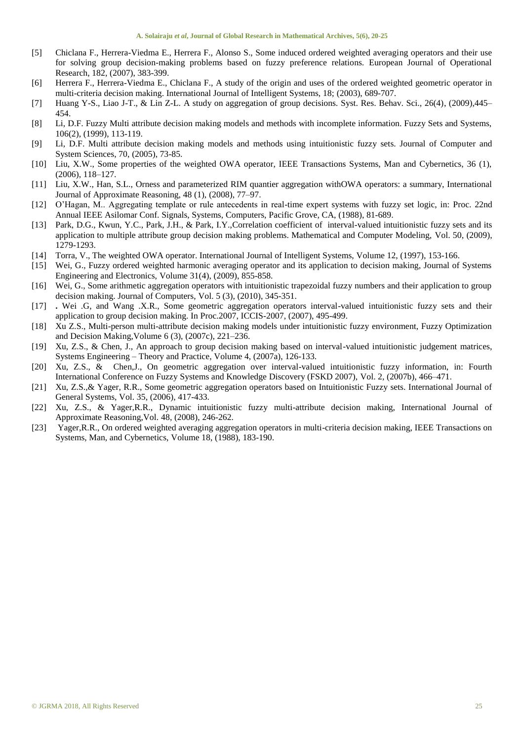[5] Chiclana F., Herrera-Viedma E., Herrera F., Alonso S., Some induced ordered weighted averaging operators and their use for solving group decision-making problems based on fuzzy preference relations. European Journal of Operational Research, 182, (2007), 383-399.

[6] Herrera F., Herrera-Viedma E., Chiclana F., A study of the origin and uses of the ordered weighted geometric operator in multi-criteria decision making. International Journal of Intelligent Systems, 18; (2003), 689-707.

[7] Huang Y-S., Liao J-T., & Lin Z-L. A study on aggregation of group decisions. Syst. Res. Behav. Sci., 26(4), (2009),445–454.

[8] Li, D.F. Fuzzy Multi attribute decision making models and methods with incomplete information. Fuzzy Sets and Systems, 106(2), (1999), 113-119.

[9] Li, D.F. Multi attribute decision making models and methods using intuitionistic fuzzy sets. Journal of Computer and System Sciences, 70, (2005), 73-85.

[10] Liu, X.W., Some properties of the weighted OWA operator, IEEE Transactions Systems, Man and Cybernetics, 36 (1), (2006), 118–127.

[11] Liu, X.W., Han, S.L., Orness and parameterized RIM quantier aggregation withOWA operators: a summary, International Journal of Approximate Reasoning, 48 (1), (2008), 77–97.

[12] O'Hagan, M.. Aggregating template or rule antecedents in real-time expert systems with fuzzy set logic, in: Proc. 22nd Annual IEEE Asilomar Conf. Signals, Systems, Computers, Pacific Grove, CA, (1988), 81-689.

[13] Park, D.G., Kwun, Y.C., Park, J.H., & Park, I.Y.,Correlation coefficient of interval-valued intuitionistic fuzzy sets and its application to multiple attribute group decision making problems. Mathematical and Computer Modeling, Vol. 50, (2009), 1279-1293.

[14] Torra, V., The weighted OWA operator. International Journal of Intelligent Systems, Volume 12, (1997), 153-166.

[15] Wei, G., Fuzzy ordered weighted harmonic averaging operator and its application to decision making, Journal of Systems Engineering and Electronics, Volume 31(4), (2009), 855-858.

[16] Wei, G., Some arithmetic aggregation operators with intuitionistic trapezoidal fuzzy numbers and their application to group decision making. Journal of Computers, Vol. 5 (3), (2010), 345-351.

[17] . Wei .G, and Wang .X.R., Some geometric aggregation operators interval-valued intuitionistic fuzzy sets and their application to group decision making. In Proc.2007, ICCIS-2007, (2007), 495-499.

[18] Xu Z.S., Multi-person multi-attribute decision making models under intuitionistic fuzzy environment, Fuzzy Optimization and Decision Making,Volume 6 (3), (2007c), 221–236.

[19] Xu, Z.S., & Chen, J., An approach to group decision making based on interval-valued intuitionistic judgement matrices, Systems Engineering – Theory and Practice, Volume 4, (2007a), 126-133.

[20] Xu, Z.S., & Chen,J., On geometric aggregation over interval-valued intuitionistic fuzzy information, in: Fourth International Conference on Fuzzy Systems and Knowledge Discovery (FSKD 2007), Vol. 2, (2007b), 466–471.

[21] Xu, Z.S.,& Yager, R.R., Some geometric aggregation operators based on Intuitionistic Fuzzy sets. International Journal of General Systems, Vol. 35, (2006), 417-433.

[22] Xu, Z.S., & Yager,R.R., Dynamic intuitionistic fuzzy multi-attribute decision making, International Journal of Approximate Reasoning,Vol. 48, (2008), 246-262.

[23] Yager,R.R., On ordered weighted averaging aggregation operators in multi-criteria decision making, IEEE Transactions on Systems, Man, and Cybernetics, Volume 18, (1988), 183-190.